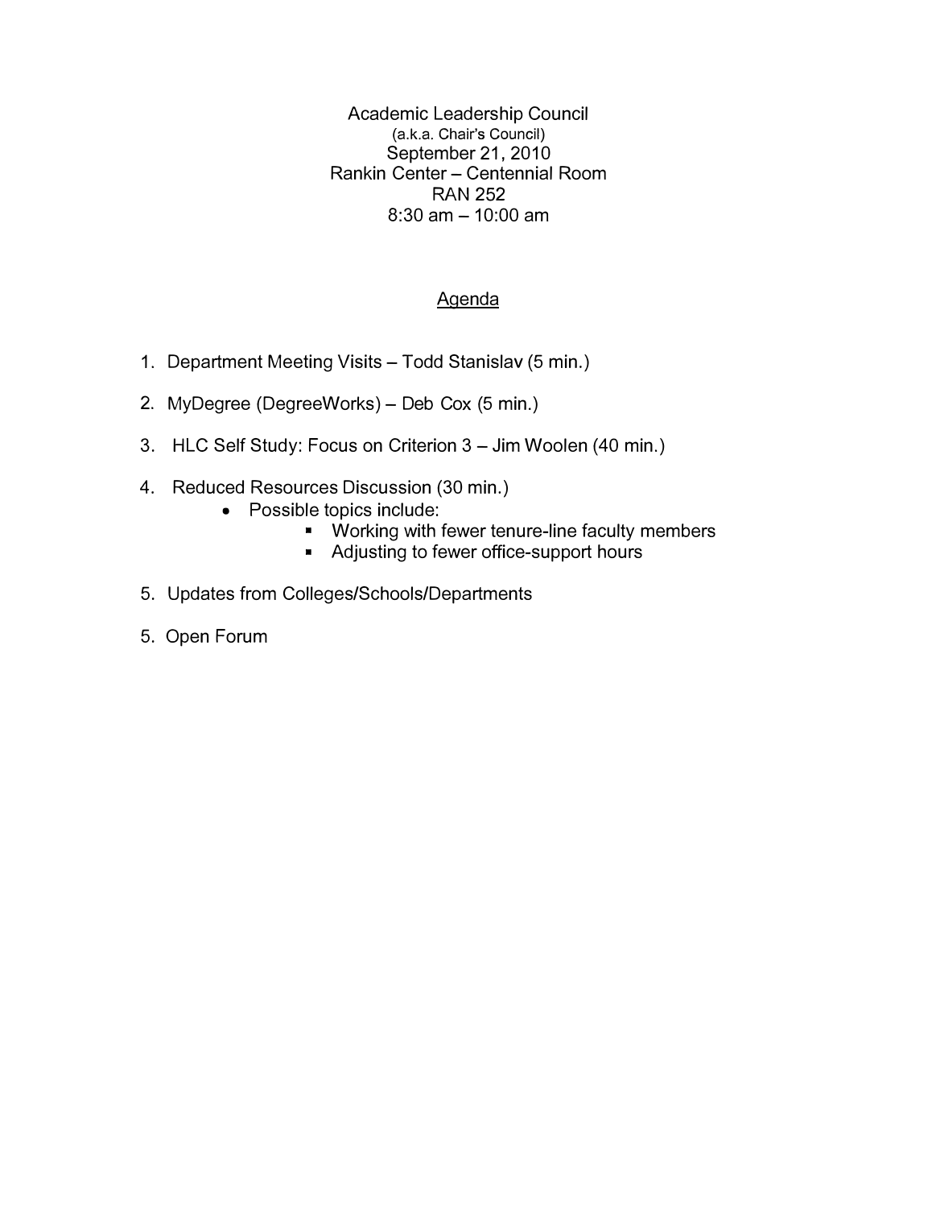# Academic Leadership Council

(a.k.a. Chair's Council)

September 21, 2010

Rankin Center – Centennial Room

RAN 252

8:30 am – 10:00 am

## Agenda

1. Department Meeting Visits – Todd Stanislav (5 min.)

2. MyDegree (DegreeWorks) – Deb Cox (5 min.)

3. HLC Self Study: Focus on Criterion 3 – Jim Woolen (40 min.)

4. Reduced Resources Discussion (30 min.)
   - Possible topics include:
     - Working with fewer tenure-line faculty members
     - Adjusting to fewer office-support hours

5. Updates from Colleges/Schools/Departments

5. Open Forum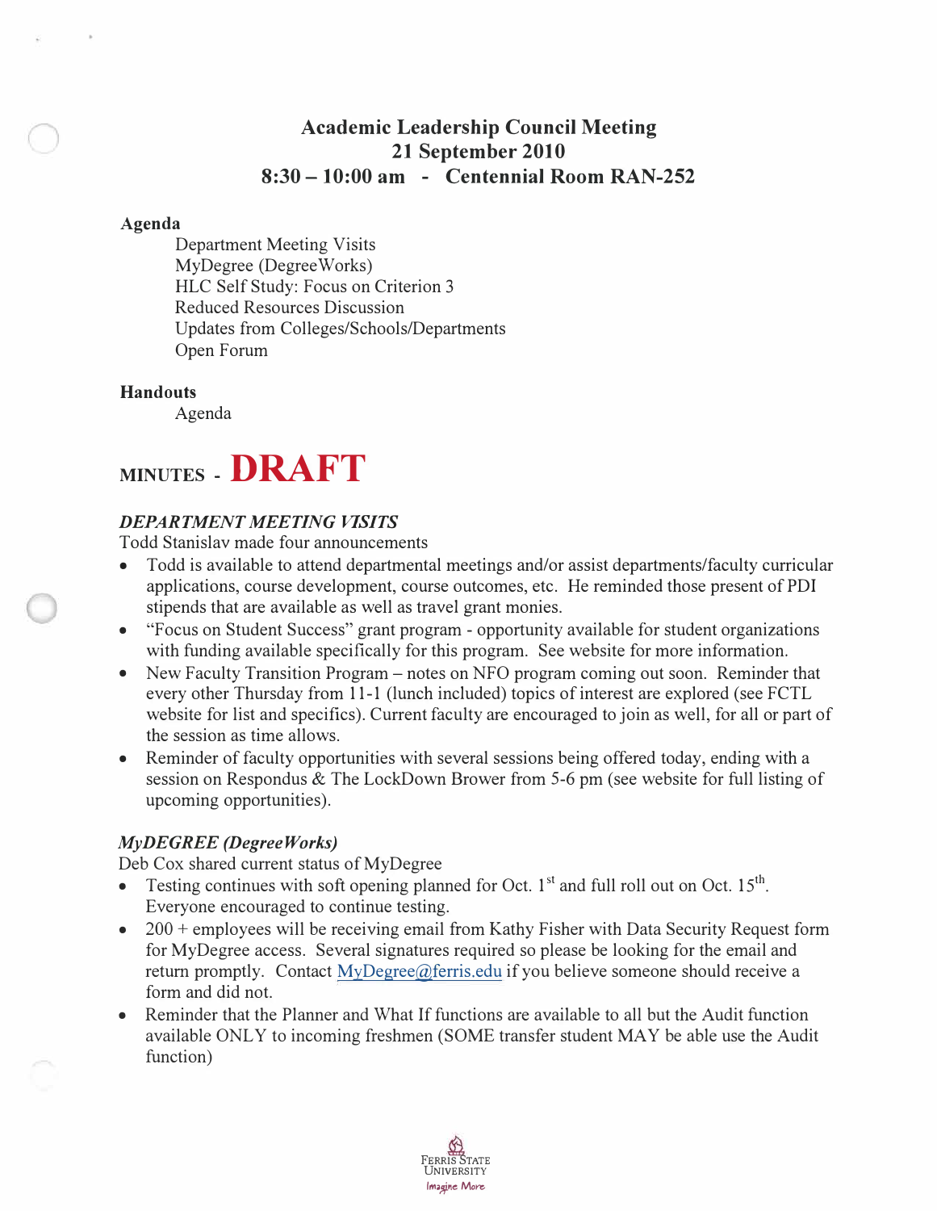# Academic Leadership Council Meeting
## 21 September 2010
## 8:30 – 10:00 am - Centennial Room RAN-252

**Agenda**

Department Meeting Visits
MyDegree (DegreeWorks)
HLC Self Study: Focus on Criterion 3
Reduced Resources Discussion
Updates from Colleges/Schools/Departments
Open Forum

**Handouts**

Agenda

## MINUTES - DRAFT

### *DEPARTMENT MEETING VISITS*

Todd Stanislav made four announcements

- Todd is available to attend departmental meetings and/or assist departments/faculty curricular applications, course development, course outcomes, etc. He reminded those present of PDI stipends that are available as well as travel grant monies.
- "Focus on Student Success" grant program - opportunity available for student organizations with funding available specifically for this program. See website for more information.
- New Faculty Transition Program – notes on NFO program coming out soon. Reminder that every other Thursday from 11-1 (lunch included) topics of interest are explored (see FCTL website for list and specifics). Current faculty are encouraged to join as well, for all or part of the session as time allows.
- Reminder of faculty opportunities with several sessions being offered today, ending with a session on Respondus & The LockDown Brower from 5-6 pm (see website for full listing of upcoming opportunities).

### *MyDEGREE (DegreeWorks)*

Deb Cox shared current status of MyDegree

- Testing continues with soft opening planned for Oct. 1st and full roll out on Oct. 15th. Everyone encouraged to continue testing.
- 200 + employees will be receiving email from Kathy Fisher with Data Security Request form for MyDegree access. Several signatures required so please be looking for the email and return promptly. Contact MyDegree@ferris.edu if you believe someone should receive a form and did not.
- Reminder that the Planner and What If functions are available to all but the Audit function available ONLY to incoming freshmen (SOME transfer student MAY be able use the Audit function)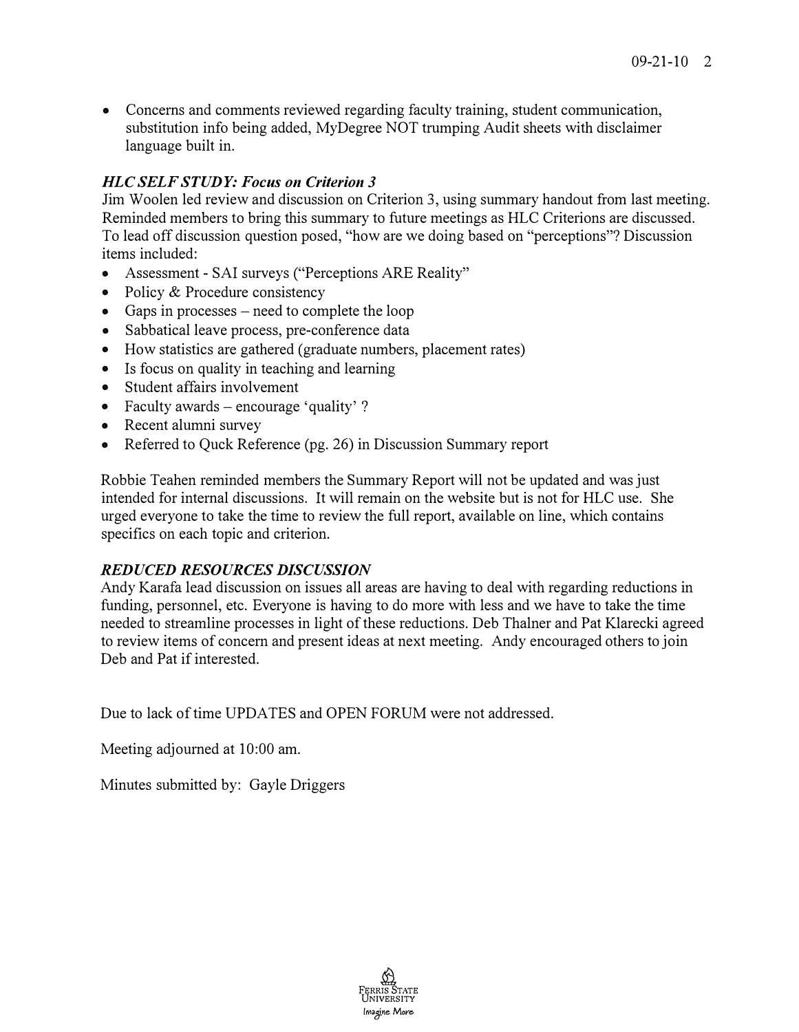- Concerns and comments reviewed regarding faculty training, student communication, substitution info being added, MyDegree NOT trumping Audit sheets with disclaimer language built in.

### *HLC SELF STUDY: Focus on Criterion 3*

Jim Woolen led review and discussion on Criterion 3, using summary handout from last meeting. Reminded members to bring this summary to future meetings as HLC Criterions are discussed. To lead off discussion question posed, "how are we doing based on "perceptions"? Discussion items included:

- Assessment - SAI surveys ("Perceptions ARE Reality"
- Policy & Procedure consistency
- Gaps in processes – need to complete the loop
- Sabbatical leave process, pre-conference data
- How statistics are gathered (graduate numbers, placement rates)
- Is focus on quality in teaching and learning
- Student affairs involvement
- Faculty awards – encourage 'quality' ?
- Recent alumni survey
- Referred to Quck Reference (pg. 26) in Discussion Summary report

Robbie Teahen reminded members the Summary Report will not be updated and was just intended for internal discussions. It will remain on the website but is not for HLC use. She urged everyone to take the time to review the full report, available on line, which contains specifics on each topic and criterion.

### *REDUCED RESOURCES DISCUSSION*

Andy Karafa lead discussion on issues all areas are having to deal with regarding reductions in funding, personnel, etc. Everyone is having to do more with less and we have to take the time needed to streamline processes in light of these reductions. Deb Thalner and Pat Klarecki agreed to review items of concern and present ideas at next meeting. Andy encouraged others to join Deb and Pat if interested.

Due to lack of time UPDATES and OPEN FORUM were not addressed.

Meeting adjourned at 10:00 am.

Minutes submitted by: Gayle Driggers